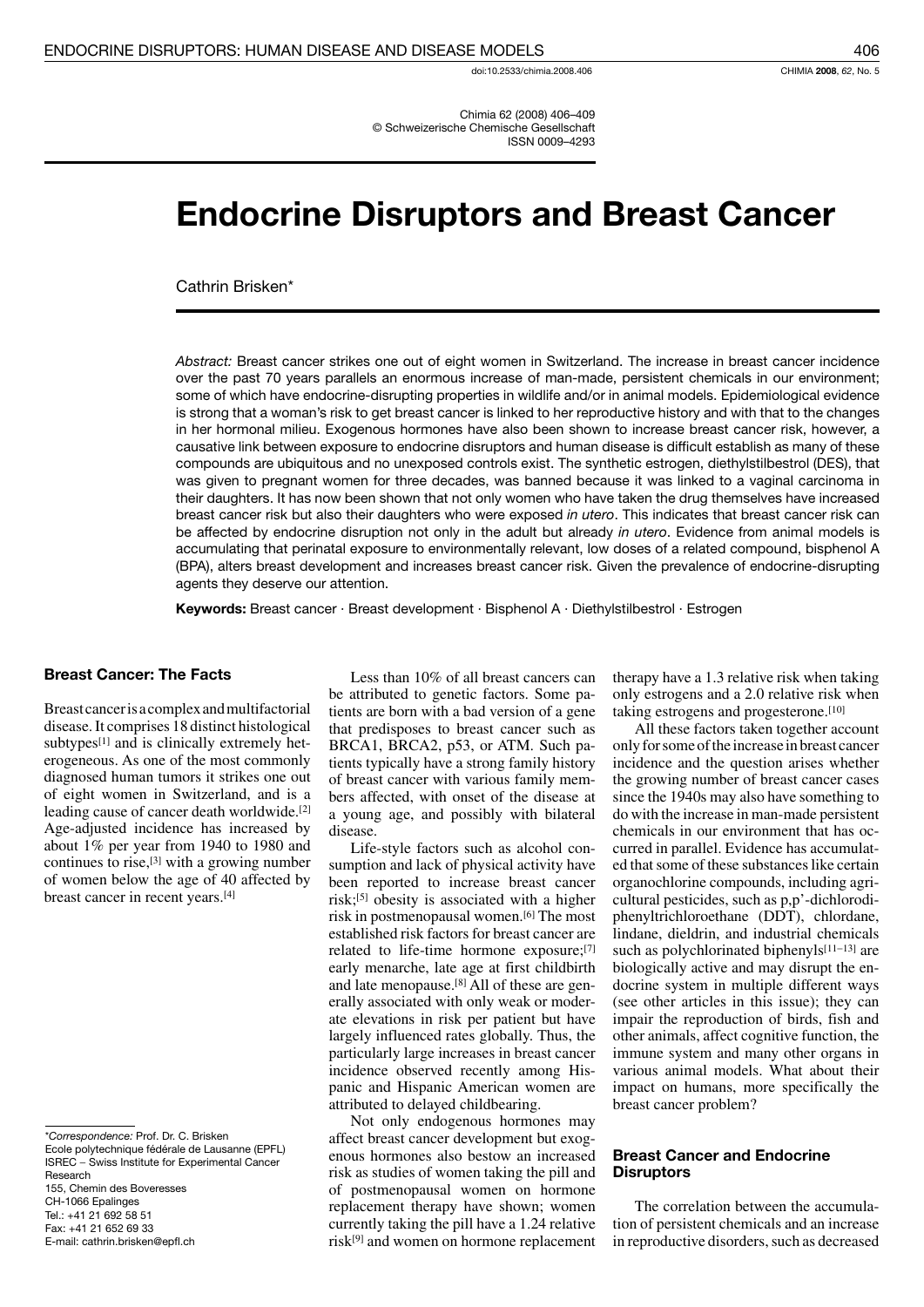# Endocrine Disruptors and Breast Cancer

Cathrin Brisken*

*Abstract:* Breast cancer strikes one out of eight women in Switzerland. The increase in breast cancer incidence over the past 70 years parallels an enormous increase of man-made, persistent chemicals in our environment; some of which have endocrine-disrupting properties in wildlife and/or in animal models. Epidemiological evidence is strong that a woman's risk to get breast cancer is linked to her reproductive history and with that to the changes in her hormonal milieu. Exogenous hormones have also been shown to increase breast cancer risk, however, a causative link between exposure to endocrine disruptors and human disease is difficult establish as many of these compounds are ubiquitous and no unexposed controls exist. The synthetic estrogen, diethylstilbestrol (DES), that was given to pregnant women for three decades, was banned because it was linked to a vaginal carcinoma in their daughters. It has now been shown that not only women who have taken the drug themselves have increased breast cancer risk but also their daughters who were exposed *in utero*. This indicates that breast cancer risk can be affected by endocrine disruption not only in the adult but already *in utero*. Evidence from animal models is accumulating that perinatal exposure to environmentally relevant, low doses of a related compound, bisphenol A (BPA), alters breast development and increases breast cancer risk. Given the prevalence of endocrine-disrupting agents they deserve our attention.

**Keywords:** Breast cancer · Breast development · Bisphenol A · Diethylstilbestrol · Estrogen

## Breast Cancer: The Facts

Breast cancer is a complex and multifactorial disease. It comprises 18 distinct histological subtypes[1] and is clinically extremely heterogeneous. As one of the most commonly diagnosed human tumors it strikes one out of eight women in Switzerland, and is a leading cause of cancer death worldwide.[2] Age-adjusted incidence has increased by about 1% per year from 1940 to 1980 and continues to rise,[3] with a growing number of women below the age of 40 affected by breast cancer in recent years.[4]

Less than 10% of all breast cancers can be attributed to genetic factors. Some patients are born with a bad version of a gene that predisposes to breast cancer such as BRCA1, BRCA2, p53, or ATM. Such patients typically have a strong family history of breast cancer with various family members affected, with onset of the disease at a young age, and possibly with bilateral disease.

Life-style factors such as alcohol consumption and lack of physical activity have been reported to increase breast cancer risk;[5] obesity is associated with a higher risk in postmenopausal women.[6] The most established risk factors for breast cancer are related to life-time hormone exposure;[7] early menarche, late age at first childbirth and late menopause.[8] All of these are generally associated with only weak or moderate elevations in risk per patient but have largely influenced rates globally. Thus, the particularly large increases in breast cancer incidence observed recently among Hispanic and Hispanic American women are attributed to delayed childbearing.

Not only endogenous hormones may affect breast cancer development but exogenous hormones also bestow an increased risk as studies of women taking the pill and of postmenopausal women on hormone replacement therapy have shown; women currently taking the pill have a 1.24 relative risk[9] and women on hormone replacement therapy have a 1.3 relative risk when taking only estrogens and a 2.0 relative risk when taking estrogens and progesterone.[10]

All these factors taken together account only for some of the increase in breast cancer incidence and the question arises whether the growing number of breast cancer cases since the 1940s may also have something to do with the increase in man-made persistent chemicals in our environment that has occurred in parallel. Evidence has accumulated that some of these substances like certain organochlorine compounds, including agricultural pesticides, such as p,p'-dichlorodiphenyltrichloroethane (DDT), chlordane, lindane, dieldrin, and industrial chemicals such as polychlorinated biphenyls[11–13] are biologically active and may disrupt the endocrine system in multiple different ways (see other articles in this issue); they can impair the reproduction of birds, fish and other animals, affect cognitive function, the immune system and many other organs in various animal models. What about their impact on humans, more specifically the breast cancer problem?

## Breast Cancer and Endocrine Disruptors

The correlation between the accumulation of persistent chemicals and an increase in reproductive disorders, such as decreased

---

*Correspondence: Prof. Dr. C. Brisken
Ecole polytechnique fédérale de Lausanne (EPFL)
ISREC – Swiss Institute for Experimental Cancer Research
155, Chemin des Boveresses
CH-1066 Epalinges
Tel.: +41 21 692 58 51
Fax: +41 21 652 69 33
E-mail: cathrin.brisken@epfl.ch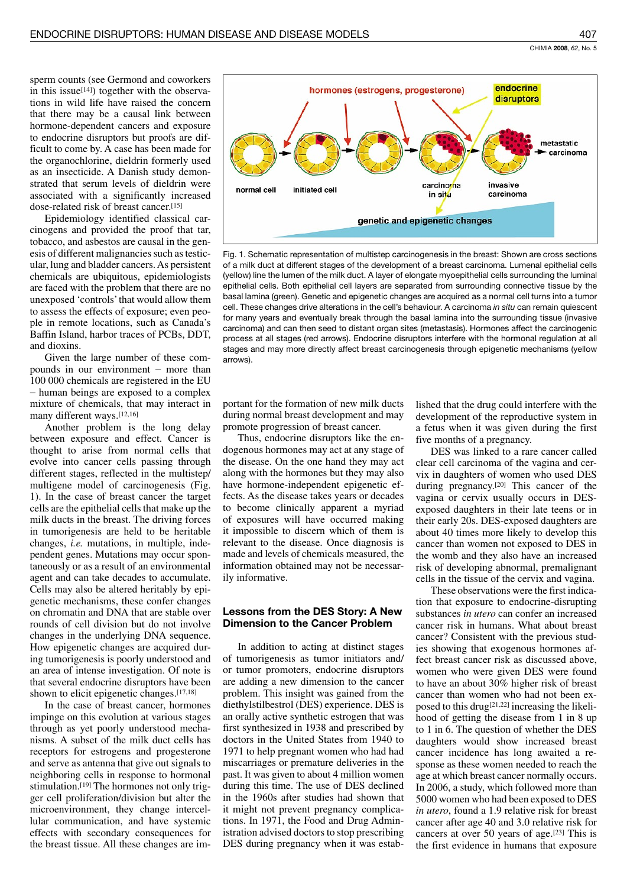sperm counts (see Germond and coworkers in this issue[14]) together with the observations in wild life have raised the concern that there may be a causal link between hormone-dependent cancers and exposure to endocrine disruptors but proofs are difficult to come by. A case has been made for the organochlorine, dieldrin formerly used as an insecticide. A Danish study demonstrated that serum levels of dieldrin were associated with a significantly increased dose-related risk of breast cancer.[15]

Epidemiology identified classical carcinogens and provided the proof that tar, tobacco, and asbestos are causal in the genesis of different malignancies such as testicular, lung and bladder cancers. As persistent chemicals are ubiquitous, epidemiologists are faced with the problem that there are no unexposed 'controls' that would allow them to assess the effects of exposure; even people in remote locations, such as Canada's Baffin Island, harbor traces of PCBs, DDT, and dioxins.

Given the large number of these compounds in our environment – more than 100 000 chemicals are registered in the EU – human beings are exposed to a complex mixture of chemicals, that may interact in many different ways.[12,16]

Another problem is the long delay between exposure and effect. Cancer is thought to arise from normal cells that evolve into cancer cells passing through different stages, reflected in the multistep/multigene model of carcinogenesis (Fig. 1). In the case of breast cancer the target cells are the epithelial cells that make up the milk ducts in the breast. The driving forces in tumorigenesis are held to be heritable changes, *i.e.* mutations, in multiple, independent genes. Mutations may occur spontaneously or as a result of an environmental agent and can take decades to accumulate. Cells may also be altered heritably by epigenetic mechanisms, these confer changes on chromatin and DNA that are stable over rounds of cell division but do not involve changes in the underlying DNA sequence. How epigenetic changes are acquired during tumorigenesis is poorly understood and an area of intense investigation. Of note is that several endocrine disruptors have been shown to elicit epigenetic changes.[17,18]

In the case of breast cancer, hormones impinge on this evolution at various stages through as yet poorly understood mechanisms. A subset of the milk duct cells has receptors for estrogens and progesterone and serve as antenna that give out signals to neighboring cells in response to hormonal stimulation.[19] The hormones not only trigger cell proliferation/division but alter the microenvironment, they change intercellular communication, and have systemic effects with secondary consequences for the breast tissue. All these changes are important for the formation of new milk ducts during normal breast development and may promote progression of breast cancer.

hormones (estrogens, progesterone)
endocrine disruptors
normal cell
initiated cell
carcinoma in situ
invasive carcinoma
metastatic carcinoma
genetic and epigenetic changes

Fig. 1. Schematic representation of multistep carcinogenesis in the breast: Shown are cross sections of a milk duct at different stages of the development of a breast carcinoma. Lumenal epithelial cells (yellow) line the lumen of the milk duct. A layer of elongate myoepithelial cells surrounding the luminal epithelial cells. Both epithelial cell layers are separated from surrounding connective tissue by the basal lamina (green). Genetic and epigenetic changes are acquired as a normal cell turns into a tumor cell. These changes drive alterations in the cell's behaviour. A carcinoma *in situ* can remain quiescent for many years and eventually break through the basal lamina into the surrounding tissue (invasive carcinoma) and can then seed to distant organ sites (metastasis). Hormones affect the carcinogenic process at all stages (red arrows). Endocrine disruptors interfere with the hormonal regulation at all stages and may more directly affect breast carcinogenesis through epigenetic mechanisms (yellow arrows).

Thus, endocrine disruptors like the endogenous hormones may act at any stage of the disease. On the one hand they may act along with the hormones but they may also have hormone-independent epigenetic effects. As the disease takes years or decades to become clinically apparent a myriad of exposures will have occurred making it impossible to discern which of them is relevant to the disease. Once diagnosis is made and levels of chemicals measured, the information obtained may not be necessarily informative.

## Lessons from the DES Story: A New Dimension to the Cancer Problem

In addition to acting at distinct stages of tumorigenesis as tumor initiators and/or tumor promoters, endocrine disruptors are adding a new dimension to the cancer problem. This insight was gained from the diethylstilbestrol (DES) experience. DES is an orally active synthetic estrogen that was first synthesized in 1938 and prescribed by doctors in the United States from 1940 to 1971 to help pregnant women who had had miscarriages or premature deliveries in the past. It was given to about 4 million women during this time. The use of DES declined in the 1960s after studies had shown that it might not prevent pregnancy complications. In 1971, the Food and Drug Administration advised doctors to stop prescribing DES during pregnancy when it was established that the drug could interfere with the development of the reproductive system in a fetus when it was given during the first five months of a pregnancy.

DES was linked to a rare cancer called clear cell carcinoma of the vagina and cervix in daughters of women who used DES during pregnancy.[20] This cancer of the vagina or cervix usually occurs in DES-exposed daughters in their late teens or in their early 20s. DES-exposed daughters are about 40 times more likely to develop this cancer than women not exposed to DES in the womb and they also have an increased risk of developing abnormal, premalignant cells in the tissue of the cervix and vagina.

These observations were the first indication that exposure to endocrine-disrupting substances *in utero* can confer an increased cancer risk in humans. What about breast cancer? Consistent with the previous studies showing that exogenous hormones affect breast cancer risk as discussed above, women who were given DES were found to have an about 30% higher risk of breast cancer than women who had not been exposed to this drug[21,22] increasing the likelihood of getting the disease from 1 in 8 up to 1 in 6. The question of whether the DES daughters would show increased breast cancer incidence has long awaited a response as these women needed to reach the age at which breast cancer normally occurs. In 2006, a study, which followed more than 5000 women who had been exposed to DES *in utero*, found a 1.9 relative risk for breast cancer after age 40 and 3.0 relative risk for cancers at over 50 years of age.[23] This is the first evidence in humans that exposure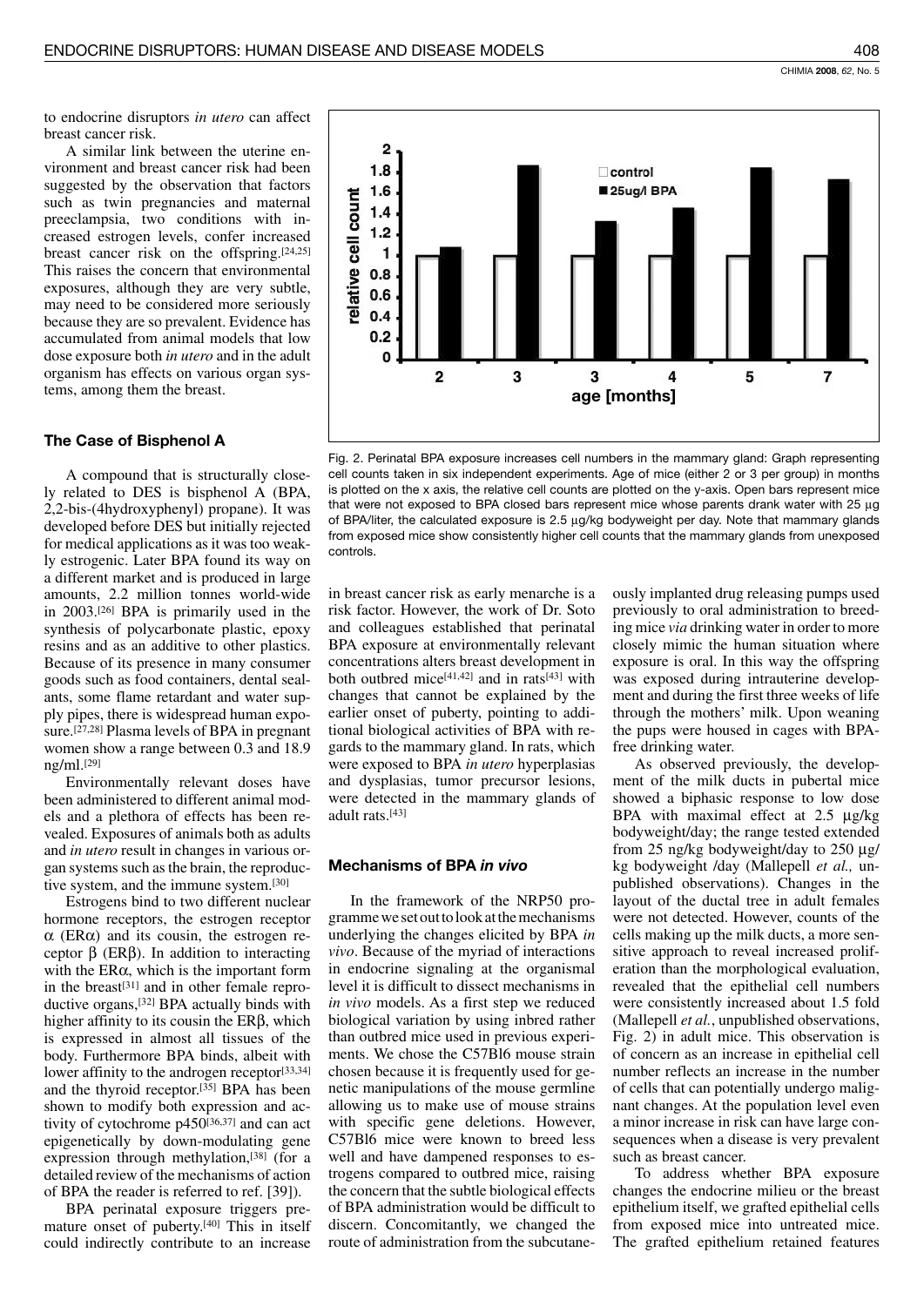to endocrine disruptors *in utero* can affect breast cancer risk.

A similar link between the uterine environment and breast cancer risk had been suggested by the observation that factors such as twin pregnancies and maternal preeclampsia, two conditions with increased estrogen levels, confer increased breast cancer risk on the offspring.[24,25] This raises the concern that environmental exposures, although they are very subtle, may need to be considered more seriously because they are so prevalent. Evidence has accumulated from animal models that low dose exposure both *in utero* and in the adult organism has effects on various organ systems, among them the breast.

### The Case of Bisphenol A

A compound that is structurally closely related to DES is bisphenol A (BPA, 2,2-bis-(4hydroxyphenyl) propane). It was developed before DES but initially rejected for medical applications as it was too weakly estrogenic. Later BPA found its way on a different market and is produced in large amounts, 2.2 million tonnes world-wide in 2003.[26] BPA is primarily used in the synthesis of polycarbonate plastic, epoxy resins and as an additive to other plastics. Because of its presence in many consumer goods such as food containers, dental sealants, some flame retardant and water supply pipes, there is widespread human exposure.[27,28] Plasma levels of BPA in pregnant women show a range between 0.3 and 18.9 ng/ml.[29]

Environmentally relevant doses have been administered to different animal models and a plethora of effects has been revealed. Exposures of animals both as adults and *in utero* result in changes in various organ systems such as the brain, the reproductive system, and the immune system.[30]

Estrogens bind to two different nuclear hormone receptors, the estrogen receptor $\alpha$ (ER$\alpha$) and its cousin, the estrogen receptor $\beta$ (ER$\beta$). In addition to interacting with the ER$\alpha$, which is the important form in the breast[31] and in other female reproductive organs,[32] BPA actually binds with higher affinity to its cousin the ER$\beta$, which is expressed in almost all tissues of the body. Furthermore BPA binds, albeit with lower affinity to the androgen receptor[33,34] and the thyroid receptor.[35] BPA has been shown to modify both expression and activity of cytochrome p450[36,37] and can act epigenetically by down-modulating gene expression through methylation,[38] (for a detailed review of the mechanisms of action of BPA the reader is referred to ref. [39]).

BPA perinatal exposure triggers premature onset of puberty.[40] This in itself could indirectly contribute to an increase in breast cancer risk as early menarche is a risk factor. However, the work of Dr. Soto and colleagues established that perinatal BPA exposure at environmentally relevant concentrations alters breast development in both outbred mice[41,42] and in rats[43] with changes that cannot be explained by the earlier onset of puberty, pointing to additional biological activities of BPA with regards to the mammary gland. In rats, which were exposed to BPA *in utero* hyperplasias and dysplasias, tumor precursor lesions, were detected in the mammary glands of adult rats.[43]

Fig. 2. Perinatal BPA exposure increases cell numbers in the mammary gland: Graph representing cell counts taken in six independent experiments. Age of mice (either 2 or 3 per group) in months is plotted on the x axis, the relative cell counts are plotted on the y-axis. Open bars represent mice that were not exposed to BPA closed bars represent mice whose parents drank water with 25 µg of BPA/liter, the calculated exposure is 2.5 µg/kg bodyweight per day. Note that mammary glands from exposed mice show consistently higher cell counts that the mammary glands from unexposed controls.

### Mechanisms of BPA *in vivo*

In the framework of the NRP50 programme we set out to look at the mechanisms underlying the changes elicited by BPA *in vivo*. Because of the myriad of interactions in endocrine signaling at the organismal level it is difficult to dissect mechanisms in *in vivo* models. As a first step we reduced biological variation by using inbred rather than outbred mice used in previous experiments. We chose the C57Bl6 mouse strain chosen because it is frequently used for genetic manipulations of the mouse germline allowing us to make use of mouse strains with specific gene deletions. However, C57Bl6 mice were known to breed less well and have dampened responses to estrogens compared to outbred mice, raising the concern that the subtle biological effects of BPA administration would be difficult to discern. Concomitantly, we changed the route of administration from the subcutaneously implanted drug releasing pumps used previously to oral administration to breeding mice *via* drinking water in order to more closely mimic the human situation where exposure is oral. In this way the offspring was exposed during intrauterine development and during the first three weeks of life through the mothers' milk. Upon weaning the pups were housed in cages with BPA-free drinking water.

As observed previously, the development of the milk ducts in pubertal mice showed a biphasic response to low dose BPA with maximal effect at 2.5 µg/kg bodyweight/day; the range tested extended from 25 ng/kg bodyweight/day to 250 µg/kg bodyweight /day (Mallepell *et al.*, unpublished observations). Changes in the layout of the ductal tree in adult females were not detected. However, counts of the cells making up the milk ducts, a more sensitive approach to reveal increased proliferation than the morphological evaluation, revealed that the epithelial cell numbers were consistently increased about 1.5 fold (Mallepell *et al.*, unpublished observations, Fig. 2) in adult mice. This observation is of concern as an increase in epithelial cell number reflects an increase in the number of cells that can potentially undergo malignant changes. At the population level even a minor increase in risk can have large consequences when a disease is very prevalent such as breast cancer.

To address whether BPA exposure changes the endocrine milieu or the breast epithelium itself, we grafted epithelial cells from exposed mice into untreated mice. The grafted epithelium retained features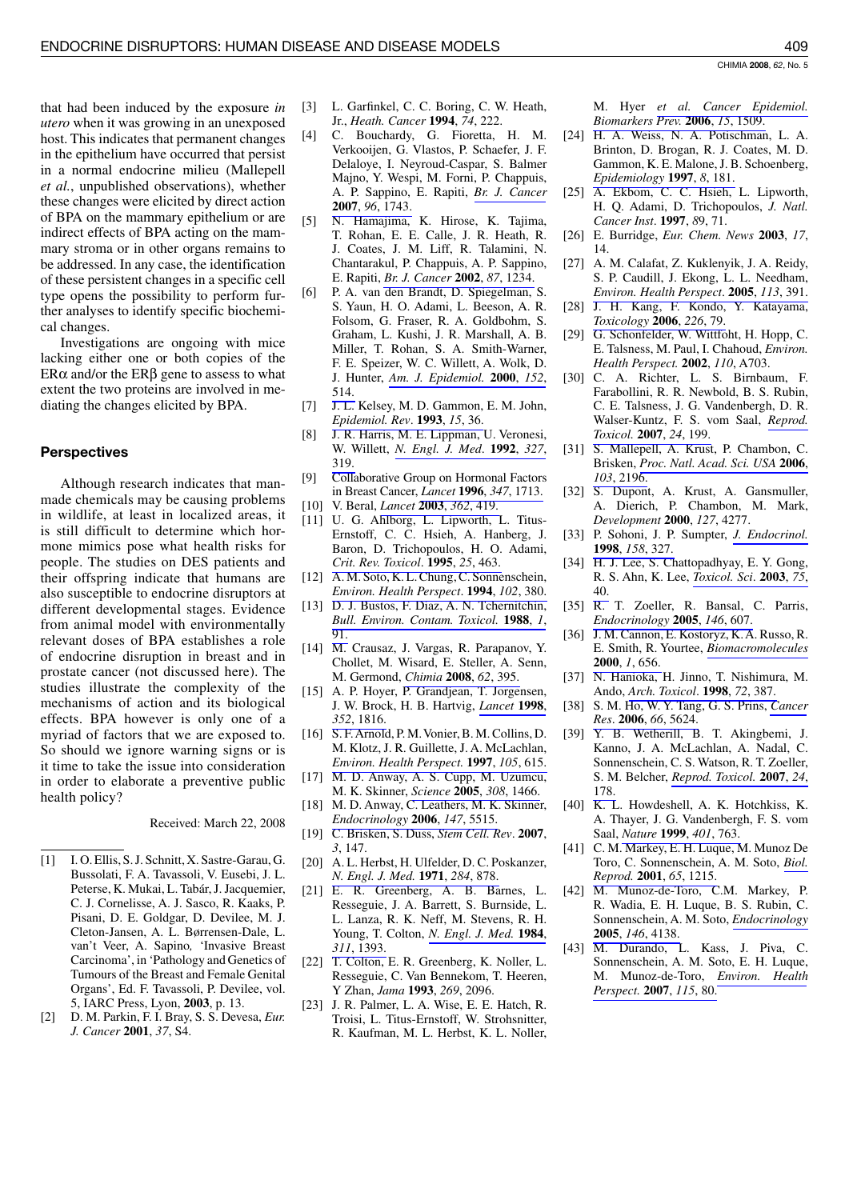that had been induced by the exposure *in utero* when it was growing in an unexposed host. This indicates that permanent changes in the epithelium have occurred that persist in a normal endocrine milieu (Mallepell *et al.*, unpublished observations), whether these changes were elicited by direct action of BPA on the mammary epithelium or are indirect effects of BPA acting on the mammary stroma or in other organs remains to be addressed. In any case, the identification of these persistent changes in a specific cell type opens the possibility to perform further analyses to identify specific biochemical changes.

Investigations are ongoing with mice lacking either one or both copies of the ERα and/or the ERβ gene to assess to what extent the two proteins are involved in mediating the changes elicited by BPA.

### Perspectives

Although research indicates that manmade chemicals may be causing problems in wildlife, at least in localized areas, it is still difficult to determine which hormone mimics pose what health risks for people. The studies on DES patients and their offspring indicate that humans are also susceptible to endocrine disruptors at different developmental stages. Evidence from animal model with environmentally relevant doses of BPA establishes a role of endocrine disruption in breast and in prostate cancer (not discussed here). The studies illustrate the complexity of the mechanisms of action and its biological effects. BPA however is only one of a myriad of factors that we are exposed to. So should we ignore warning signs or is it time to take the issue into consideration in order to elaborate a preventive public health policy?

Received: March 22, 2008

[1] I. O. Ellis, S. J. Schnitt, X. Sastre-Garau, G. Bussolati, F. A. Tavassoli, V. Eusebi, J. L. Peterse, K. Mukai, L. Tabár, J. Jacquemier, C. J. Cornelisse, A. J. Sasco, R. Kaaks, P. Pisani, D. E. Goldgar, D. Devilee, M. J. Cleton-Jansen, A. L. Børrensen-Dale, L. van't Veer, A. Sapino, 'Invasive Breast Carcinoma', in 'Pathology and Genetics of Tumours of the Breast and Female Genital Organs', Ed. F. Tavassoli, P. Devilee, vol. 5, IARC Press, Lyon, **2003**, p. 13.

[2] D. M. Parkin, F. I. Bray, S. S. Devesa, *Eur. J. Cancer* **2001**, *37*, S4.

[3] L. Garfinkel, C. C. Boring, C. W. Heath, Jr., *Heath. Cancer* **1994**, *74*, 222.

[4] C. Bouchardy, G. Fioretta, H. M. Verkooijen, G. Vlastos, P. Schaefer, J. F. Delaloye, I. Neyroud-Caspar, S. Balmer Majno, Y. Wespi, M. Forni, P. Chappuis, A. P. Sappino, E. Rapiti, *Br. J. Cancer* **2007**, *96*, 1743.

[5] N. Hamajima, K. Hirose, K. Tajima, T. Rohan, E. E. Calle, J. R. Heath, R. J. Coates, J. M. Liff, R. Talamini, N. Chantarakul, P. Chappuis, A. P. Sappino, E. Rapiti, *Br. J. Cancer* **2002**, *87*, 1234.

[6] P. A. van den Brandt, D. Spiegelman, S. S. Yaun, H. O. Adami, L. Beeson, A. R. Folsom, G. Fraser, R. A. Goldbohm, S. Graham, L. Kushi, J. R. Marshall, A. B. Miller, T. Rohan, S. A. Smith-Warner, F. E. Speizer, W. C. Willett, A. Wolk, D. J. Hunter, *Am. J. Epidemiol.* **2000**, *152*, 514.

[7] J. L. Kelsey, M. D. Gammon, E. M. John, *Epidemiol. Rev*. **1993**, *15*, 36.

[8] J. R. Harris, M. E. Lippman, U. Veronesi, W. Willett, *N. Engl. J. Med*. **1992**, *327*, 319.

[9] Collaborative Group on Hormonal Factors in Breast Cancer, *Lancet* **1996**, *347*, 1713.

[10] V. Beral, *Lancet* **2003**, *362*, 419.

[11] U. G. Ahlborg, L. Lipworth, L. Titus-Ernstoff, C. C. Hsieh, A. Hanberg, J. Baron, D. Trichopoulos, H. O. Adami, *Crit. Rev. Toxicol*. **1995**, *25*, 463.

[12] A. M. Soto, K. L. Chung, C. Sonnenschein, *Environ. Health Perspect*. **1994**, *102*, 380.

[13] D. J. Bustos, F. Diaz, A. N. Tchernitchin, *Bull. Environ. Contam. Toxicol.* **1988**, *1*, 91.

[14] M. Crausaz, J. Vargas, R. Parapanov, Y. Chollet, M. Wisard, E. Steller, A. Senn, M. Germond, *Chimia* **2008**, *62*, 395.

[15] A. P. Hoyer, P. Grandjean, T. Jorgensen, J. W. Brock, H. B. Hartvig, *Lancet* **1998**, *352*, 1816.

[16] S. F. Arnold, P. M. Vonier, B. M. Collins, D. M. Klotz, J. R. Guillette, J. A. McLachlan, *Environ. Health Perspect.* **1997**, *105*, 615.

[17] M. D. Anway, A. S. Cupp, M. Uzumcu, M. K. Skinner, *Science* **2005**, *308*, 1466.

[18] M. D. Anway, C. Leathers, M. K. Skinner, *Endocrinology* **2006**, *147*, 5515.

[19] C. Brisken, S. Duss, *Stem Cell. Rev*. **2007**, *3*, 147.

[20] A. L. Herbst, H. Ulfelder, D. C. Poskanzer, *N. Engl. J. Med.* **1971**, *284*, 878.

[21] E. R. Greenberg, A. B. Barnes, L. Resseguie, J. A. Barrett, S. Burnside, L. L. Lanza, R. K. Neff, M. Stevens, R. H. Young, T. Colton, *N. Engl. J. Med.* **1984**, *311*, 1393.

[22] T. Colton, E. R. Greenberg, K. Noller, L. Resseguie, C. Van Bennekom, T. Heeren, Y Zhan, *Jama* **1993**, *269*, 2096.

[23] J. R. Palmer, L. A. Wise, E. E. Hatch, R. Troisi, L. Titus-Ernstoff, W. Strohsnitter, R. Kaufman, M. L. Herbst, K. L. Noller, M. Hyer *et al. Cancer Epidemiol. Biomarkers Prev.* **2006**, *15*, 1509.

[24] H. A. Weiss, N. A. Potischman, L. A. Brinton, D. Brogan, R. J. Coates, M. D. Gammon, K. E. Malone, J. B. Schoenberg, *Epidemiology* **1997**, *8*, 181.

[25] A. Ekbom, C. C. Hsieh, L. Lipworth, H. Q. Adami, D. Trichopoulos, *J. Natl. Cancer Inst*. **1997**, *89*, 71.

[26] E. Burridge, *Eur. Chem. News* **2003**, *17*, 14.

[27] A. M. Calafat, Z. Kuklenyik, J. A. Reidy, S. P. Caudill, J. Ekong, L. L. Needham, *Environ. Health Perspect*. **2005**, *113*, 391.

[28] J. H. Kang, F. Kondo, Y. Katayama, *Toxicology* **2006**, *226*, 79.

[29] G. Schonfelder, W. Wittfoht, H. Hopp, C. E. Talsness, M. Paul, I. Chahoud, *Environ. Health Perspect.* **2002**, *110*, A703.

[30] C. A. Richter, L. S. Birnbaum, F. Farabollini, R. R. Newbold, B. S. Rubin, C. E. Talsness, J. G. Vandenbergh, D. R. Walser-Kuntz, F. S. vom Saal, *Reprod. Toxicol.* **2007**, *24*, 199.

[31] S. Mallepell, A. Krust, P. Chambon, C. Brisken, *Proc. Natl. Acad. Sci. USA* **2006**, *103*, 2196.

[32] S. Dupont, A. Krust, A. Gansmuller, A. Dierich, P. Chambon, M. Mark, *Development* **2000**, *127*, 4277.

[33] P. Sohoni, J. P. Sumpter, *J. Endocrinol.* **1998**, *158*, 327.

[34] H. J. Lee, S. Chattopadhyay, E. Y. Gong, R. S. Ahn, K. Lee, *Toxicol. Sci*. **2003**, *75*, 40.

[35] R. T. Zoeller, R. Bansal, C. Parris, *Endocrinology* **2005**, *146*, 607.

[36] J. M. Cannon, E. Kostoryz, K. A. Russo, R. E. Smith, R. Yourtee, *Biomacromolecules* **2000**, *1*, 656.

[37] N. Hanioka, H. Jinno, T. Nishimura, M. Ando, *Arch. Toxicol*. **1998**, *72*, 387.

[38] S. M. Ho, W. Y. Tang, G. S. Prins, *Cancer Res*. **2006**, *66*, 5624.

[39] Y. B. Wetherill, B. T. Akingbemi, J. Kanno, J. A. McLachlan, A. Nadal, C. Sonnenschein, C. S. Watson, R. T. Zoeller, S. M. Belcher, *Reprod. Toxicol.* **2007**, *24*, 178.

[40] K. L. Howdeshell, A. K. Hotchkiss, K. A. Thayer, J. G. Vandenbergh, F. S. vom Saal, *Nature* **1999**, *401*, 763.

[41] C. M. Markey, E. H. Luque, M. Munoz De Toro, C. Sonnenschein, A. M. Soto, *Biol. Reprod.* **2001**, *65*, 1215.

[42] M. Munoz-de-Toro, C.M. Markey, P. R. Wadia, E. H. Luque, B. S. Rubin, C. Sonnenschein, A. M. Soto, *Endocrinology* **2005**, *146*, 4138.

[43] M. Durando, L. Kass, J. Piva, C. Sonnenschein, A. M. Soto, E. H. Luque, M. Munoz-de-Toro, *Environ. Health Perspect.* **2007**, *115*, 80.